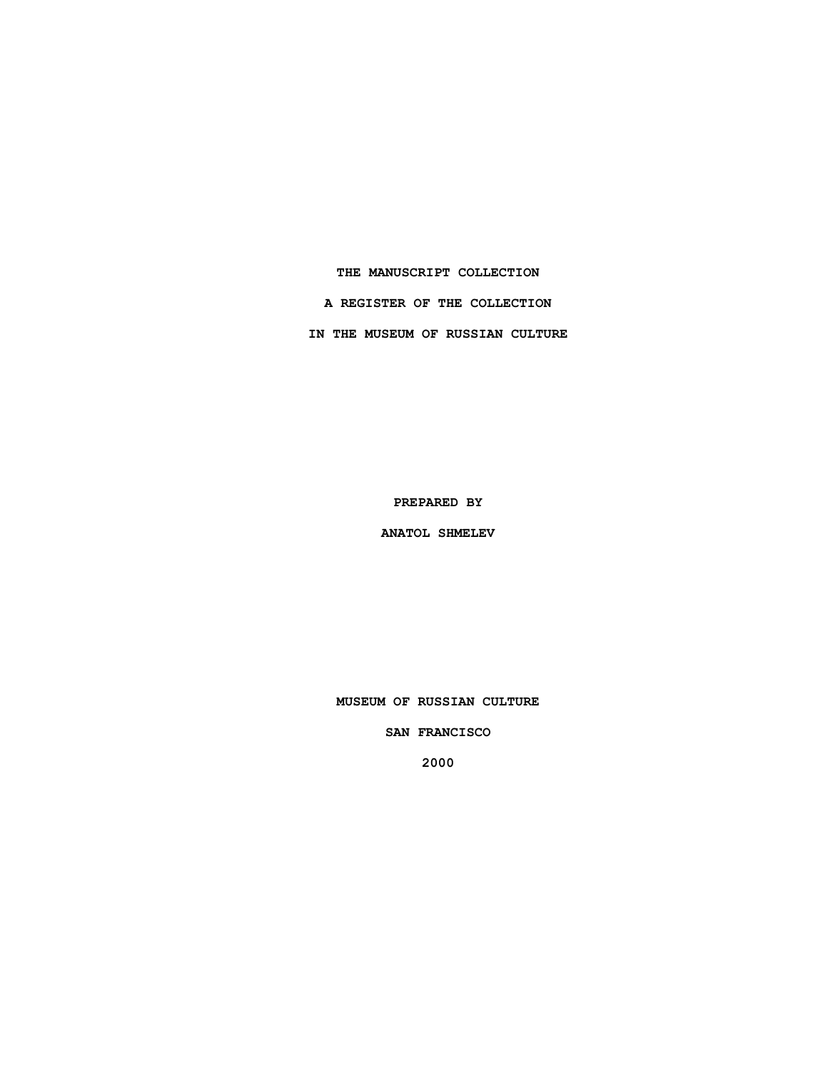# THE MANUSCRIPT COLLECTION

# A REGISTER OF THE COLLECTION

# IN THE MUSEUM OF RUSSIAN CULTURE

**PREPARED BY**

**ANATOL SHMELEV**

**MUSEUM OF RUSSIAN CULTURE**

**SAN FRANCISCO**

**2000**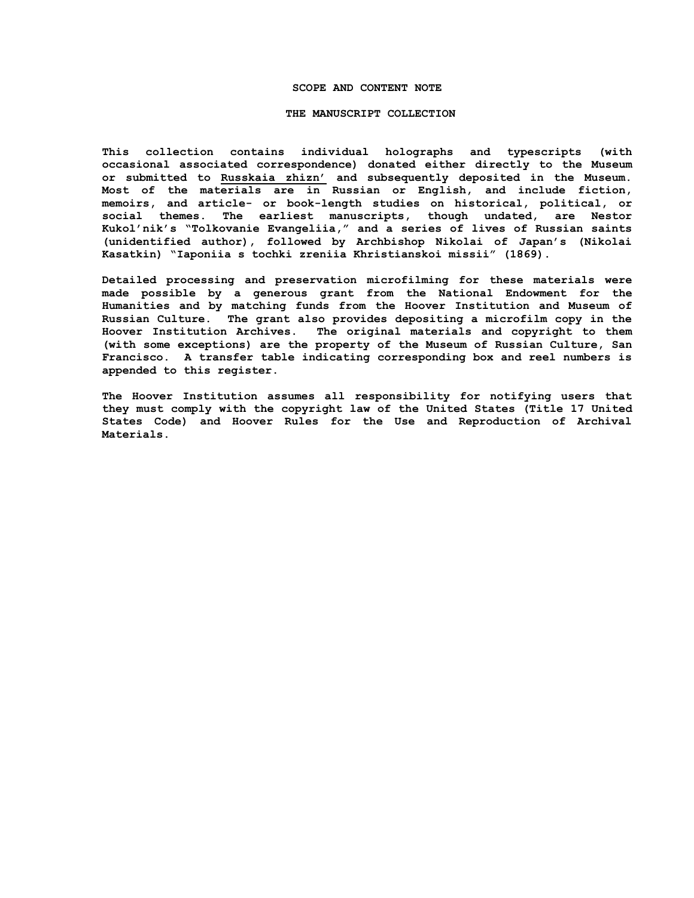## SCOPE AND CONTENT NOTE

## THE MANUSCRIPT COLLECTION

This collection contains individual holographs and typescripts (with occasional associated correspondence) donated either directly to the Museum or submitted to Russkaia zhizn' and subsequently deposited in the Museum. Most of the materials are in Russian or English, and include fiction, memoirs, and article- or book-length studies on historical, political, or social themes. The earliest manuscripts, though undated, are Nestor Kukol'nik's "Tolkovanie Evangeliia," and a series of lives of Russian saints (unidentified author), followed by Archbishop Nikolai of Japan's (Nikolai Kasatkin) "Iaponiia s tochki zreniia Khristianskoi missii" (1869).

Detailed processing and preservation microfilming for these materials were made possible by a generous grant from the National Endowment for the Humanities and by matching funds from the Hoover Institution and Museum of Russian Culture. The grant also provides depositing a microfilm copy in the Hoover Institution Archives. The original materials and copyright to them (with some exceptions) are the property of the Museum of Russian Culture, San Francisco. A transfer table indicating corresponding box and reel numbers is appended to this register.

The Hoover Institution assumes all responsibility for notifying users that they must comply with the copyright law of the United States (Title 17 United States Code) and Hoover Rules for the Use and Reproduction of Archival Materials.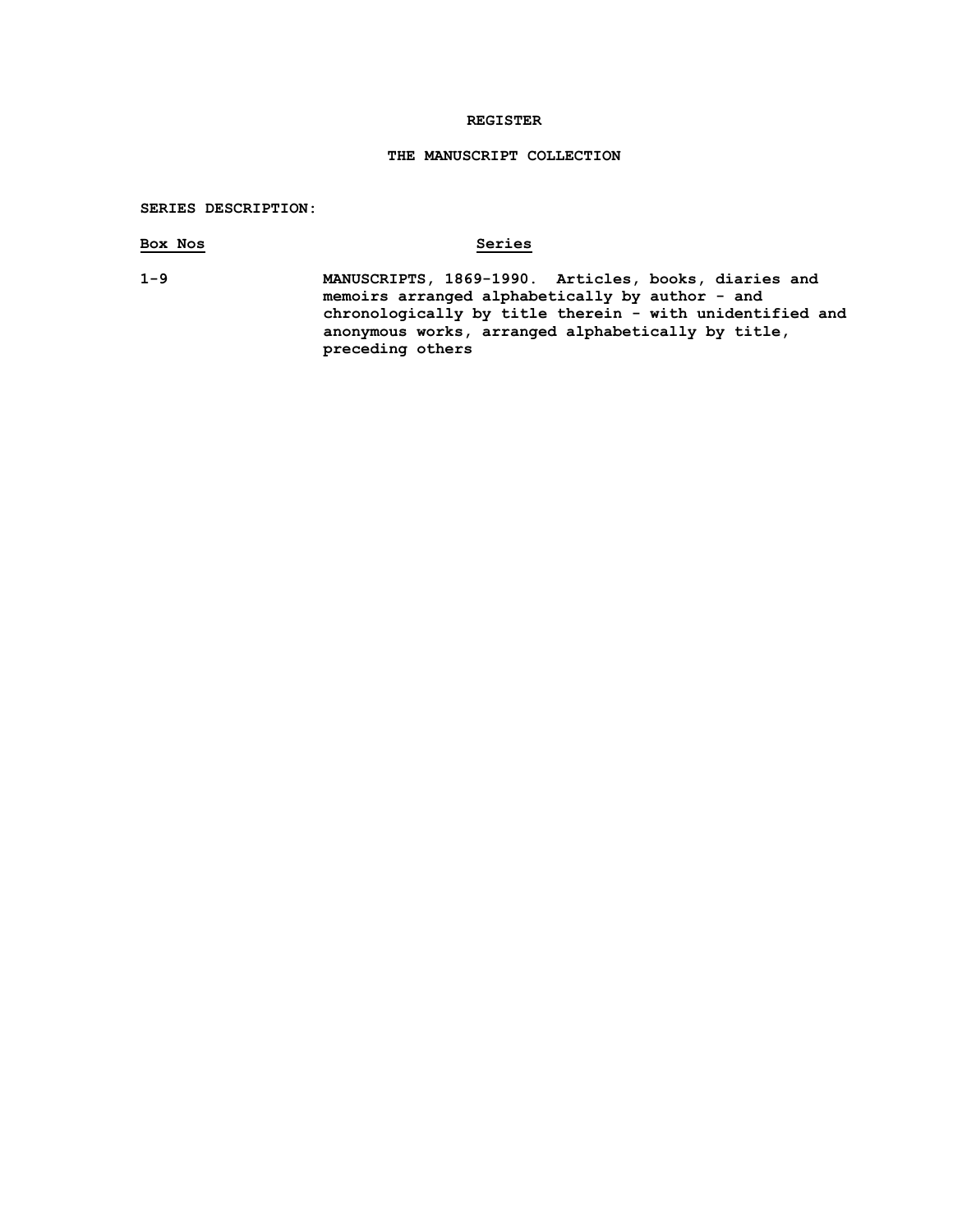# REGISTER

## THE MANUSCRIPT COLLECTION

**SERIES DESCRIPTION:**

| Box Nos | Series |
|---|---|
| 1-9 | MANUSCRIPTS, 1869-1990. Articles, books, diaries and memoirs arranged alphabetically by author - and chronologically by title therein - with unidentified and anonymous works, arranged alphabetically by title, preceding others |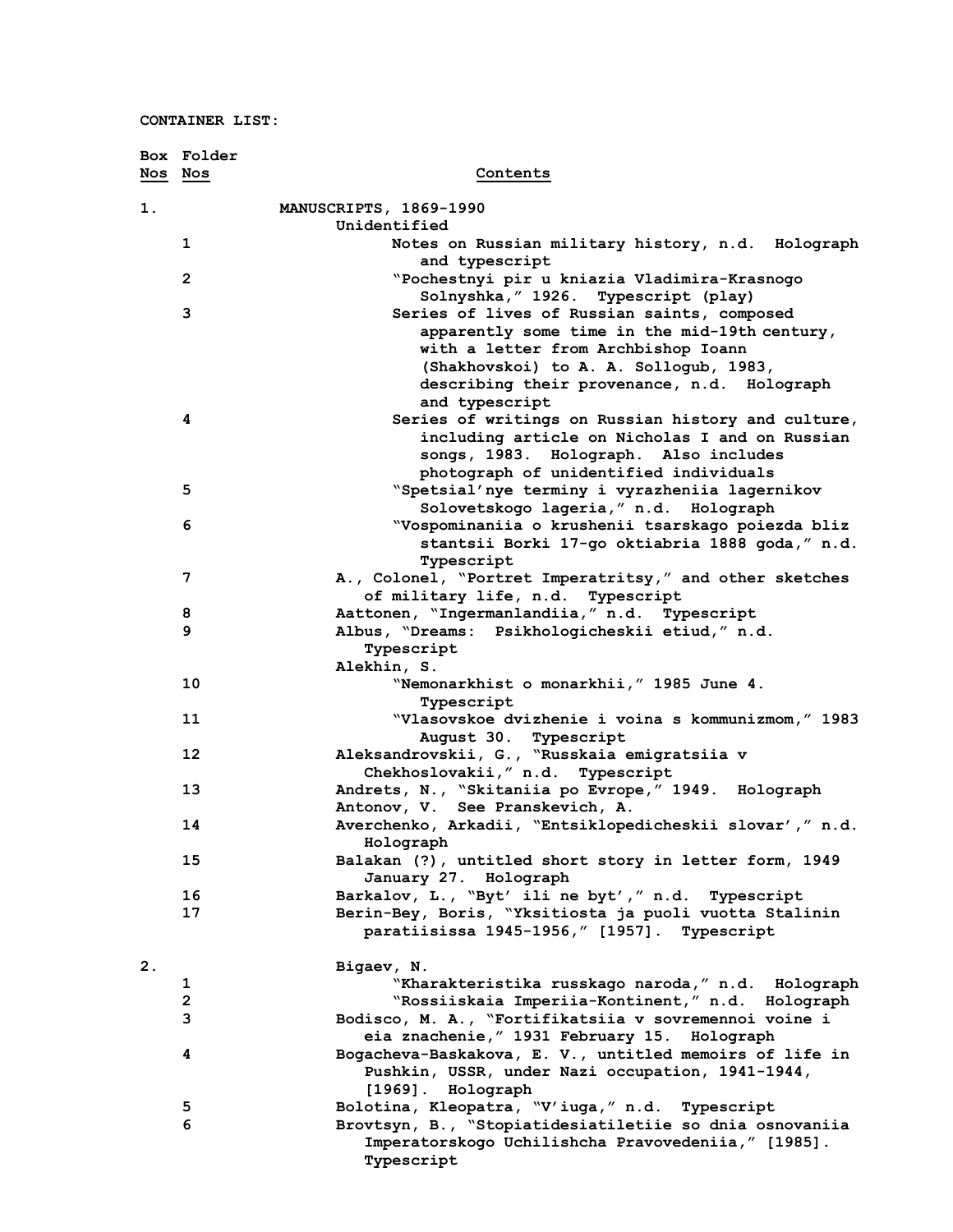**CONTAINER LIST:**

| Box Nos | Folder Nos | Contents |
|---|---|---|
| 1. | | MANUSCRIPTS, 1869-1990 |
| | | Unidentified |
| | 1 | Notes on Russian military history, n.d. Holograph and typescript |
| | 2 | "Pochestnyi pir u kniazia Vladimira-Krasnogo Solnyshka," 1926. Typescript (play) |
| | 3 | Series of lives of Russian saints, composed apparently some time in the mid-19th century, with a letter from Archbishop Ioann (Shakhovskoi) to A. A. Sollogub, 1983, describing their provenance, n.d. Holograph and typescript |
| | 4 | Series of writings on Russian history and culture, including article on Nicholas I and on Russian songs, 1983. Holograph. Also includes photograph of unidentified individuals |
| | 5 | "Spetsial'nye terminy i vyrazheniia lagernikov Solovetskogo lageria," n.d. Holograph |
| | 6 | "Vospominaniia o krushenii tsarskago poiezda bliz stantsii Borki 17-go oktiabria 1888 goda," n.d. Typescript |
| | 7 | A., Colonel, "Portret Imperatritsy," and other sketches of military life, n.d. Typescript |
| | 8 | Aattonen, "Ingermanlandiia," n.d. Typescript |
| | 9 | Albus, "Dreams: Psikhologicheskii etiud," n.d. Typescript |
| | | Alekhin, S. |
| | 10 | "Nemonarkhist o monarkhii," 1985 June 4. Typescript |
| | 11 | "Vlasovskoe dvizhenie i voina s kommunizmom," 1983 August 30. Typescript |
| | 12 | Aleksandrovskii, G., "Russkaia emigratsiia v Chekhoslovakii," n.d. Typescript |
| | 13 | Andrets, N., "Skitaniia po Evrope," 1949. Holograph |
| | | Antonov, V. See Pranskevich, A. |
| | 14 | Averchenko, Arkadii, "Entsiklopedicheskii slovar'," n.d. Holograph |
| | 15 | Balakan (?), untitled short story in letter form, 1949 January 27. Holograph |
| | 16 | Barkalov, L., "Byt' ili ne byt'," n.d. Typescript |
| | 17 | Berin-Bey, Boris, "Yksitiosta ja puoli vuotta Stalinin paratiisissa 1945-1956," [1957]. Typescript |
| 2. | | Bigaev, N. |
| | 1 | "Kharakteristika russkago naroda," n.d. Holograph |
| | 2 | "Rossiiskaia Imperiia-Kontinent," n.d. Holograph |
| | 3 | Bodisco, M. A., "Fortifikatsiia v sovremennoi voine i eia znachenie," 1931 February 15. Holograph |
| | 4 | Bogacheva-Baskakova, E. V., untitled memoirs of life in Pushkin, USSR, under Nazi occupation, 1941-1944, [1969]. Holograph |
| | 5 | Bolotina, Kleopatra, "V'iuga," n.d. Typescript |
| | 6 | Brovtsyn, B., "Stopiatidesiatiletiie so dnia osnovaniia Imperatorskogo Uchilishcha Pravovedeniia," [1985]. Typescript |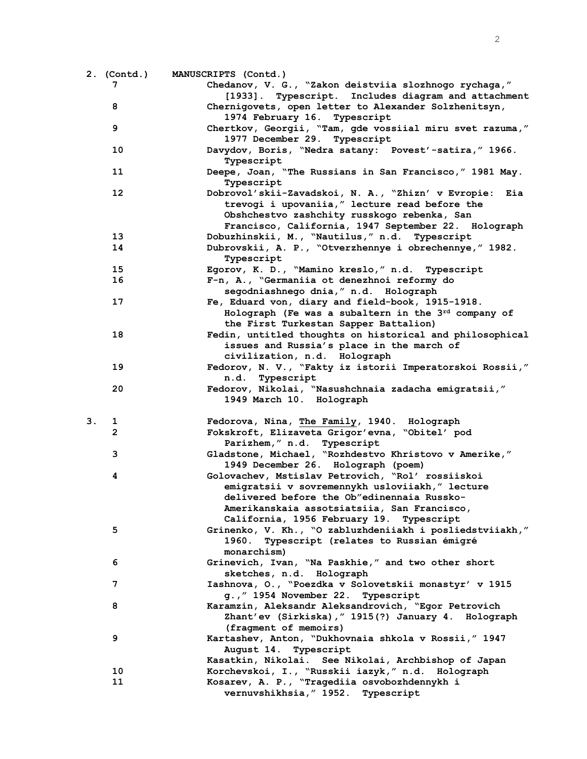**2. (Contd.) MANUSCRIPTS (Contd.)**

| Box | Folder | Description |
|---|---|---|
| | 7 | Chedanov, V. G., "Zakon deistviia slozhnogo rychaga," [1933]. Typescript. Includes diagram and attachment |
| | 8 | Chernigovets, open letter to Alexander Solzhenitsyn, 1974 February 16. Typescript |
| | 9 | Chertkov, Georgii, "Tam, gde vossiial miru svet razuma," 1977 December 29. Typescript |
| | 10 | Davydov, Boris, "Nedra satany: Povest'-satira," 1966. Typescript |
| | 11 | Deepe, Joan, "The Russians in San Francisco," 1981 May. Typescript |
| | 12 | Dobrovol'skii-Zavadskoi, N. A., "Zhizn' v Evropie: Eia trevogi i upovaniia," lecture read before the Obshchestvo zashchity russkogo rebenka, San Francisco, California, 1947 September 22. Holograph |
| | 13 | Dobuzhinskii, M., "Nautilus," n.d. Typescript |
| | 14 | Dubrovskii, A. P., "Otverzhennye i obrechennye," 1982. Typescript |
| | 15 | Egorov, K. D., "Mamino kreslo," n.d. Typescript |
| | 16 | F-n, A., "Germaniia ot denezhnoi reformy do segodniashnego dnia," n.d. Holograph |
| | 17 | Fe, Eduard von, diary and field-book, 1915-1918. Holograph (Fe was a subaltern in the 3rd company of the First Turkestan Sapper Battalion) |
| | 18 | Fedin, untitled thoughts on historical and philosophical issues and Russia's place in the march of civilization, n.d. Holograph |
| | 19 | Fedorov, N. V., "Fakty iz istorii Imperatorskoi Rossii," n.d. Typescript |
| | 20 | Fedorov, Nikolai, "Nasushchnaia zadacha emigratsii," 1949 March 10. Holograph |
| 3. | 1 | Fedorova, Nina, The Family, 1940. Holograph |
| | 2 | Fokskroft, Elizaveta Grigor'evna, "Obitel' pod Parizhem," n.d. Typescript |
| | 3 | Gladstone, Michael, "Rozhdestvo Khristovo v Amerike," 1949 December 26. Holograph (poem) |
| | 4 | Golovachev, Mstislav Petrovich, "Rol' rossiiskoi emigratsii v sovremennykh usloviiakh," lecture delivered before the Ob"edinennaia Russko-Amerikanskaia assotsiatsiia, San Francisco, California, 1956 February 19. Typescript |
| | 5 | Grinenko, V. Kh., "O zabluzhdeniiakh i posliedstviiakh," 1960. Typescript (relates to Russian émigré monarchism) |
| | 6 | Grinevich, Ivan, "Na Paskhie," and two other short sketches, n.d. Holograph |
| | 7 | Iashnova, O., "Poezdka v Solovetskii monastyr' v 1915 g.," 1954 November 22. Typescript |
| | 8 | Karamzin, Aleksandr Aleksandrovich, "Egor Petrovich Zhant'ev (Sirkiska)," 1915(?) January 4. Holograph (fragment of memoirs) |
| | 9 | Kartashev, Anton, "Dukhovnaia shkola v Rossii," 1947 August 14. Typescript |
| | | Kasatkin, Nikolai. See Nikolai, Archbishop of Japan |
| | 10 | Korchevskoi, I., "Russkii iazyk," n.d. Holograph |
| | 11 | Kosarev, A. P., "Tragediia osvobozhdennykh i vernuvshikhsia," 1952. Typescript |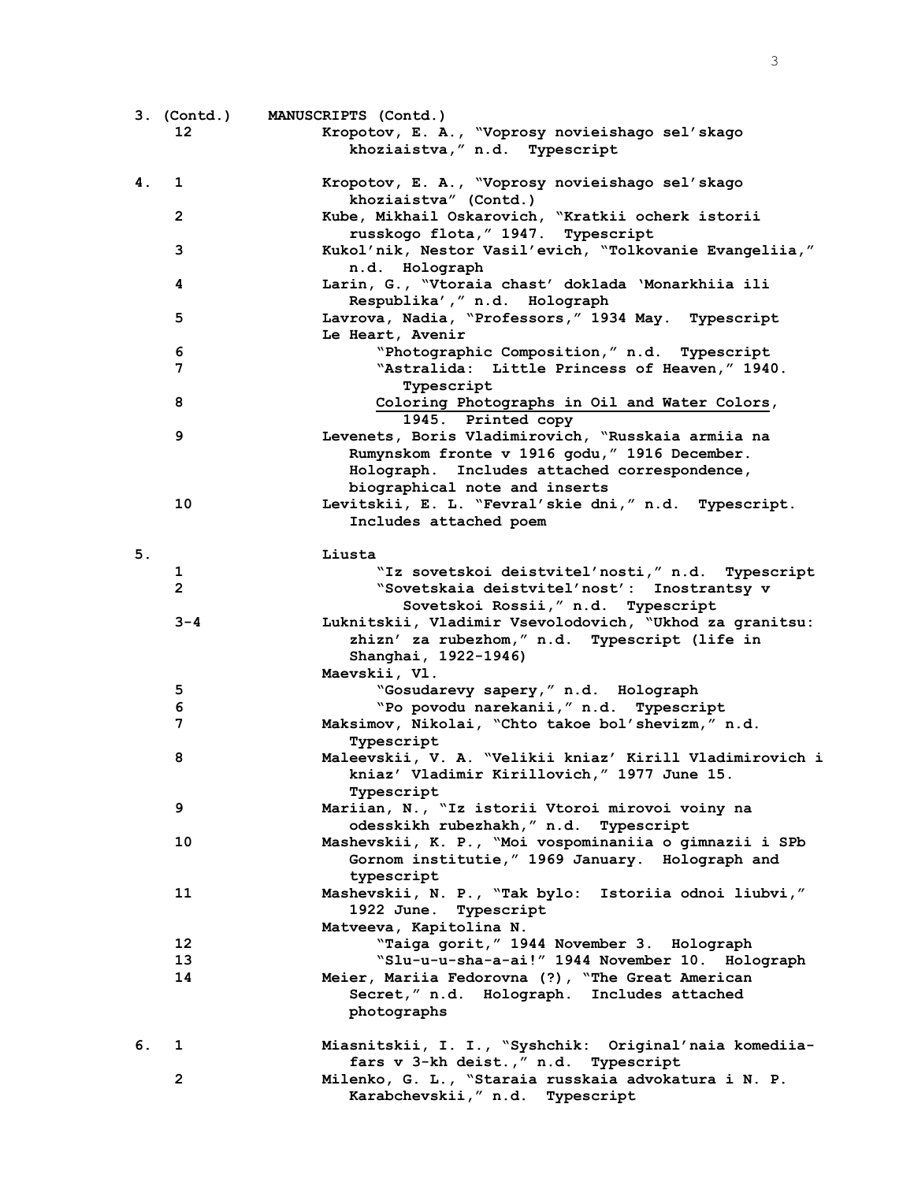| Box | Folder | |
|---|---|---|
| 3. (Contd.) | | MANUSCRIPTS (Contd.) |
| | 12 | Kropotov, E. A., "Voprosy novieishago sel'skago khoziaistva," n.d. Typescript |
| 4. | 1 | Kropotov, E. A., "Voprosy novieishago sel'skago khoziaistva" (Contd.) |
| | 2 | Kube, Mikhail Oskarovich, "Kratkii ocherk istorii russkogo flota," 1947. Typescript |
| | 3 | Kukol'nik, Nestor Vasil'evich, "Tolkovanie Evangeliia," n.d. Holograph |
| | 4 | Larin, G., "Vtoraia chast' doklada 'Monarkhiia ili Respublika'," n.d. Holograph |
| | 5 | Lavrova, Nadia, "Professors," 1934 May. Typescript |
| | | Le Heart, Avenir |
| | 6 | "Photographic Composition," n.d. Typescript |
| | 7 | "Astralida: Little Princess of Heaven," 1940. Typescript |
| | 8 | <u>Coloring Photographs in Oil and Water Colors</u>, 1945. Printed copy |
| | 9 | Levenets, Boris Vladimirovich, "Russkaia armiia na Rumynskom fronte v 1916 godu," 1916 December. Holograph. Includes attached correspondence, biographical note and inserts |
| | 10 | Levitskii, E. L. "Fevral'skie dni," n.d. Typescript. Includes attached poem |
| 5. | | Liusta |
| | 1 | "Iz sovetskoi deistvitel'nosti," n.d. Typescript |
| | 2 | "Sovetskaia deistvitel'nost': Inostrantsy v Sovetskoi Rossii," n.d. Typescript |
| | 3-4 | Luknitskii, Vladimir Vsevolodovich, "Ukhod za granitsu: zhizn' za rubezhom," n.d. Typescript (life in Shanghai, 1922-1946) |
| | | Maevskii, Vl. |
| | 5 | "Gosudarevy sapery," n.d. Holograph |
| | 6 | "Po povodu narekanii," n.d. Typescript |
| | 7 | Maksimov, Nikolai, "Chto takoe bol'shevizm," n.d. Typescript |
| | 8 | Maleevskii, V. A. "Velikii kniaz' Kirill Vladimirovich i kniaz' Vladimir Kirillovich," 1977 June 15. Typescript |
| | 9 | Mariian, N., "Iz istorii Vtoroi mirovoi voiny na odesskikh rubezhakh," n.d. Typescript |
| | 10 | Mashevskii, K. P., "Moi vospominaniia o gimnazii i SPb Gornom institutie," 1969 January. Holograph and typescript |
| | 11 | Mashevskii, N. P., "Tak bylo: Istoriia odnoi liubvi," 1922 June. Typescript |
| | | Matveeva, Kapitolina N. |
| | 12 | "Taiga gorit," 1944 November 3. Holograph |
| | 13 | "Slu-u-u-sha-a-ai!" 1944 November 10. Holograph |
| | 14 | Meier, Mariia Fedorovna (?), "The Great American Secret," n.d. Holograph. Includes attached photographs |
| 6. | 1 | Miasnitskii, I. I., "Syshchik: Original'naia komediia-fars v 3-kh deist.," n.d. Typescript |
| | 2 | Milenko, G. L., "Staraia russkaia advokatura i N. P. Karabchevskii," n.d. Typescript |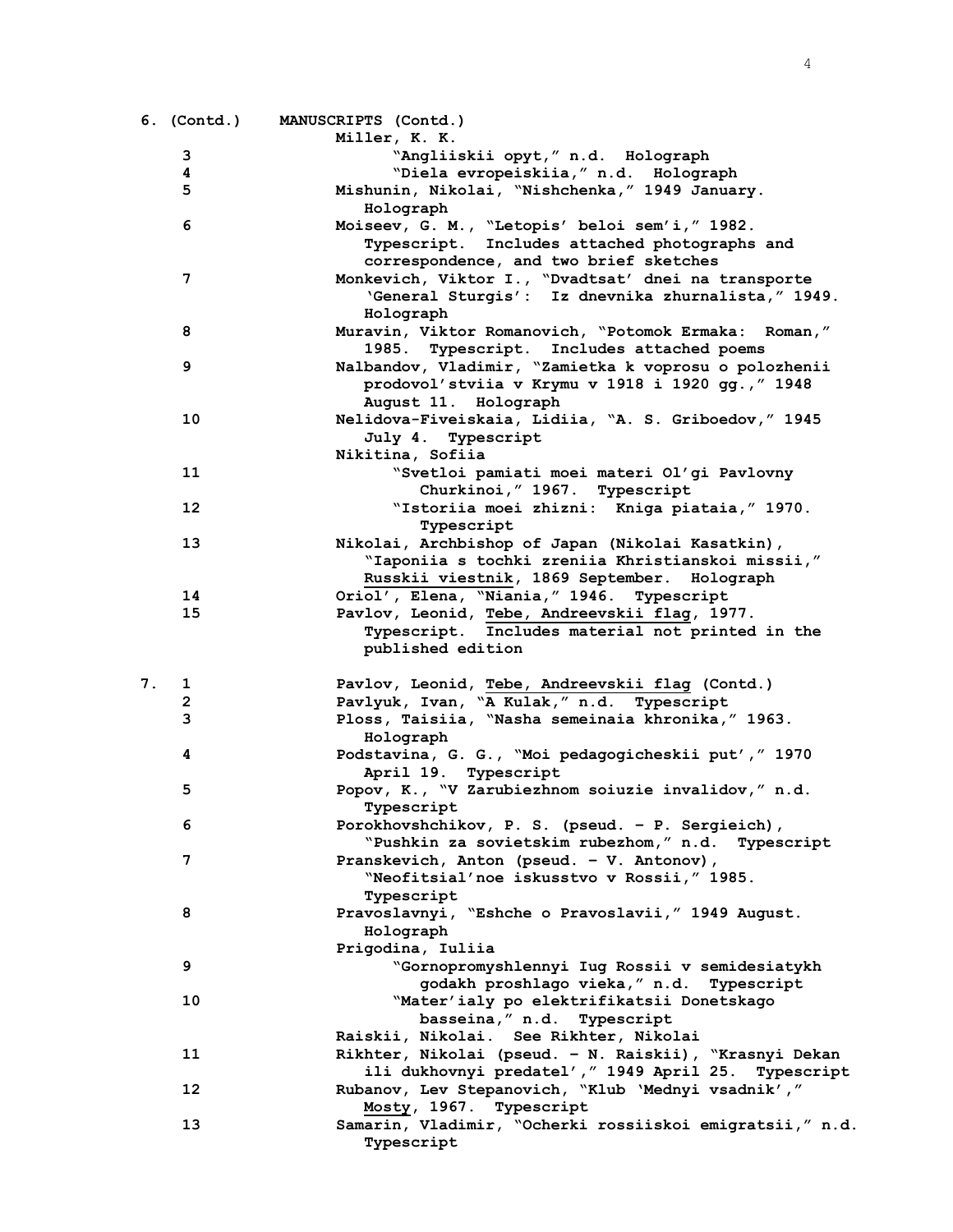| Box | Folder | |
|---|---|---|
| 6. (Contd.) | | **MANUSCRIPTS (Contd.)** |
| | | Miller, K. K. |
| | 3 | "Angliiskii opyt," n.d. Holograph |
| | 4 | "Diela evropeiskiia," n.d. Holograph |
| | 5 | Mishunin, Nikolai, "Nishchenka," 1949 January. Holograph |
| | 6 | Moiseev, G. M., "Letopis' beloi sem'i," 1982. Typescript. Includes attached photographs and correspondence, and two brief sketches |
| | 7 | Monkevich, Viktor I., "Dvadtsat' dnei na transporte 'General Sturgis': Iz dnevnika zhurnalista," 1949. Holograph |
| | 8 | Muravin, Viktor Romanovich, "Potomok Ermaka: Roman," 1985. Typescript. Includes attached poems |
| | 9 | Nalbandov, Vladimir, "Zamietka k voprosu o polozhenii prodovol'stviia v Krymu v 1918 i 1920 gg.," 1948 August 11. Holograph |
| | 10 | Nelidova-Fiveiskaia, Lidiia, "A. S. Griboedov," 1945 July 4. Typescript |
| | | Nikitina, Sofiia |
| | 11 | "Svetloi pamiati moei materi Ol'gi Pavlovny Churkinoi," 1967. Typescript |
| | 12 | "Istoriia moei zhizni: Kniga piataia," 1970. Typescript |
| | 13 | Nikolai, Archbishop of Japan (Nikolai Kasatkin), "Iaponiia s tochki zreniia Khristianskoi missii," <u>Russkii viestnik</u>, 1869 September. Holograph |
| | 14 | Oriol', Elena, "Niania," 1946. Typescript |
| | 15 | Pavlov, Leonid, <u>Tebe, Andreevskii flag</u>, 1977. Typescript. Includes material not printed in the published edition |
| 7. | 1 | Pavlov, Leonid, <u>Tebe, Andreevskii flag</u> (Contd.) |
| | 2 | Pavlyuk, Ivan, "A Kulak," n.d. Typescript |
| | 3 | Ploss, Taisiia, "Nasha semeinaia khronika," 1963. Holograph |
| | 4 | Podstavina, G. G., "Moi pedagogicheskii put'," 1970 April 19. Typescript |
| | 5 | Popov, K., "V Zarubiezhnom soiuzie invalidov," n.d. Typescript |
| | 6 | Porokhovshchikov, P. S. (pseud. – P. Sergieich), "Pushkin za sovietskim rubezhom," n.d. Typescript |
| | 7 | Pranskevich, Anton (pseud. – V. Antonov), "Neofitsial'noe iskusstvo v Rossii," 1985. Typescript |
| | 8 | Pravoslavnyi, "Eshche o Pravoslavii," 1949 August. Holograph |
| | | Prigodina, Iuliia |
| | 9 | "Gornopromyshlennyi Iug Rossii v semidesiatykh godakh proshlago vieka," n.d. Typescript |
| | 10 | "Mater'ialy po elektrifikatsii Donetskago basseina," n.d. Typescript |
| | | Raiskii, Nikolai. See Rikhter, Nikolai |
| | 11 | Rikhter, Nikolai (pseud. – N. Raiskii), "Krasnyi Dekan ili dukhovnyi predatel'," 1949 April 25. Typescript |
| | 12 | Rubanov, Lev Stepanovich, "Klub 'Mednyi vsadnik'," <u>Mosty</u>, 1967. Typescript |
| | 13 | Samarin, Vladimir, "Ocherki rossiiskoi emigratsii," n.d. Typescript |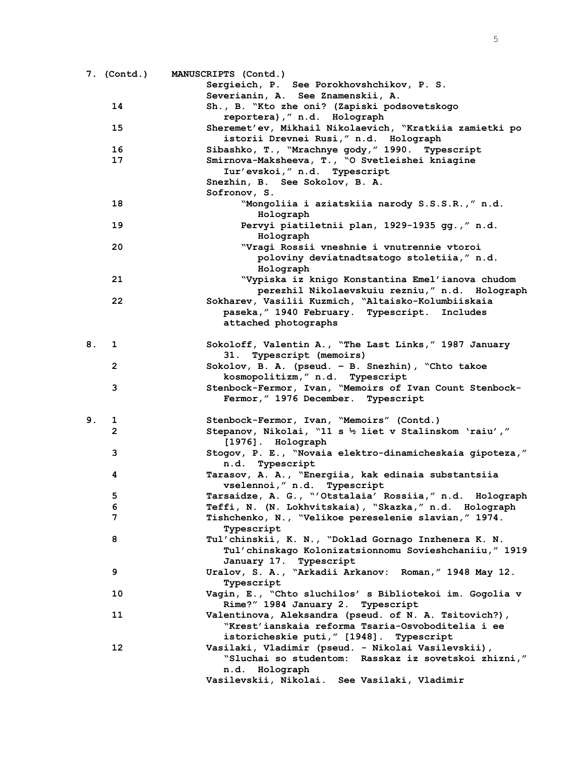| Box | Folder | Contents |
|---|---|---|
| 7. (Contd.) | | MANUSCRIPTS (Contd.) |
| | | Sergieich, P. See Porokhovshchikov, P. S. |
| | | Severianin, A. See Znamenskii, A. |
| | 14 | Sh., B. "Kto zhe oni? (Zapiski podsovetskogo reportera)," n.d. Holograph |
| | 15 | Sheremet'ev, Mikhail Nikolaevich, "Kratkiia zamietki po istorii Drevnei Rusi," n.d. Holograph |
| | 16 | Sibashko, T., "Mrachnye gody," 1990. Typescript |
| | 17 | Smirnova-Maksheeva, T., "O Svetleishei kniagine Iur'evskoi," n.d. Typescript |
| | | Snezhin, B. See Sokolov, B. A. |
| | | Sofronov, S. |
| | 18 | "Mongoliia i aziatskiia narody S.S.S.R.," n.d. Holograph |
| | 19 | Pervyi piatiletnii plan, 1929-1935 gg.," n.d. Holograph |
| | 20 | "Vragi Rossii vneshnie i vnutrennie vtoroi poloviny deviatnadtsatogo stoletiia," n.d. Holograph |
| | 21 | "Vypiska iz knigo Konstantina Emel'ianova chudom perezhil Nikolaevskuiu rezniu," n.d. Holograph |
| | 22 | Sokharev, Vasilii Kuzmich, "Altaisko-Kolumbiiskaia paseka," 1940 February. Typescript. Includes attached photographs |
| 8. | 1 | Sokoloff, Valentin A., "The Last Links," 1987 January 31. Typescript (memoirs) |
| | 2 | Sokolov, B. A. (pseud. – B. Snezhin), "Chto takoe kosmopolitizm," n.d. Typescript |
| | 3 | Stenbock-Fermor, Ivan, "Memoirs of Ivan Count Stenbock-Fermor," 1976 December. Typescript |
| 9. | 1 | Stenbock-Fermor, Ivan, "Memoirs" (Contd.) |
| | 2 | Stepanov, Nikolai, "11 s ½ liet v Stalinskom 'raiu'," [1976]. Holograph |
| | 3 | Stogov, P. E., "Novaia elektro-dinamicheskaia gipoteza," n.d. Typescript |
| | 4 | Tarasov, A. A., "Energiia, kak edinaia substantsiia vselennoi," n.d. Typescript |
| | 5 | Tarsaidze, A. G., "'Otstalaia' Rossiia," n.d. Holograph |
| | 6 | Teffi, N. (N. Lokhvitskaia), "Skazka," n.d. Holograph |
| | 7 | Tishchenko, N., "Velikoe pereselenie slavian," 1974. Typescript |
| | 8 | Tul'chinskii, K. N., "Doklad Gornago Inzhenera K. N. Tul'chinskago Kolonizatsionnomu Sovieshchaniiu," 1919 January 17. Typescript |
| | 9 | Uralov, S. A., "Arkadii Arkanov: Roman," 1948 May 12. Typescript |
| | 10 | Vagin, E., "Chto sluchilos' s Bibliotekoi im. Gogolia v Rime?" 1984 January 2. Typescript |
| | 11 | Valentinova, Aleksandra (pseud. of N. A. Tsitovich?), "Krest'ianskaia reforma Tsaria-Osvoboditelia i ee istoricheskie puti," [1948]. Typescript |
| | 12 | Vasilaki, Vladimir (pseud. - Nikolai Vasilevskii), "Sluchai so studentom: Rasskaz iz sovetskoi zhizni," n.d. Holograph |
| | | Vasilevskii, Nikolai. See Vasilaki, Vladimir |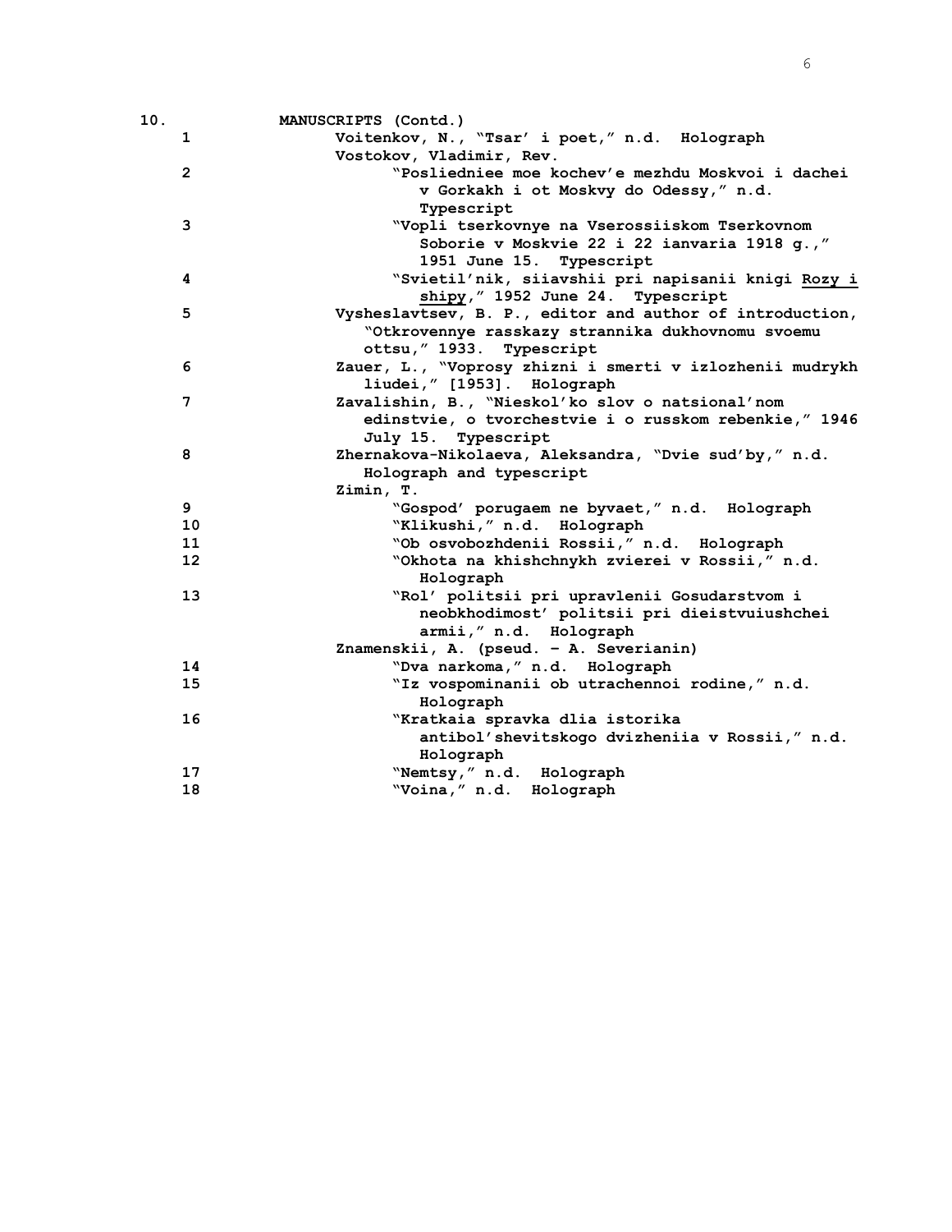**10. MANUSCRIPTS (Contd.)**

| | |
|---|---|
| **1** | **Voitenkov, N., "Tsar' i poet," n.d. Holograph** |
| | **Vostokov, Vladimir, Rev.** |
| **2** | **"Posliedniee moe kochev'e mezhdu Moskvoi i dachei v Gorkakh i ot Moskvy do Odessy," n.d. Typescript** |
| **3** | **"Vopli tserkovnye na Vserossiiskom Tserkovnom Soborie v Moskvie 22 i 22 ianvaria 1918 g.," 1951 June 15. Typescript** |
| **4** | **"Svietil'nik, siiavshii pri napisanii knigi <u>Rozy i shipy</u>," 1952 June 24. Typescript** |
| **5** | **Vysheslavtsev, B. P., editor and author of introduction, "Otkrovennye rasskazy strannika dukhovnomu svoemu ottsu," 1933. Typescript** |
| **6** | **Zauer, L., "Voprosy zhizni i smerti v izlozhenii mudrykh liudei," [1953]. Holograph** |
| **7** | **Zavalishin, B., "Nieskol'ko slov o natsional'nom edinstvie, o tvorchestvie i o russkom rebenkie," 1946 July 15. Typescript** |
| **8** | **Zhernakova-Nikolaeva, Aleksandra, "Dvie sud'by," n.d. Holograph and typescript** |
| | **Zimin, T.** |
| **9** | **"Gospod' porugaem ne byvaet," n.d. Holograph** |
| **10** | **"Klikushi," n.d. Holograph** |
| **11** | **"Ob osvobozhdenii Rossii," n.d. Holograph** |
| **12** | **"Okhota na khishchnykh zvierei v Rossii," n.d. Holograph** |
| **13** | **"Rol' politsii pri upravlenii Gosudarstvom i neobkhodimost' politsii pri dieistvuiushchei armii," n.d. Holograph** |
| | **Znamenskii, A. (pseud. – A. Severianin)** |
| **14** | **"Dva narkoma," n.d. Holograph** |
| **15** | **"Iz vospominanii ob utrachennoi rodine," n.d. Holograph** |
| **16** | **"Kratkaia spravka dlia istorika antibol'shevitskogo dvizheniia v Rossii," n.d. Holograph** |
| **17** | **"Nemtsy," n.d. Holograph** |
| **18** | **"Voina," n.d. Holograph** |